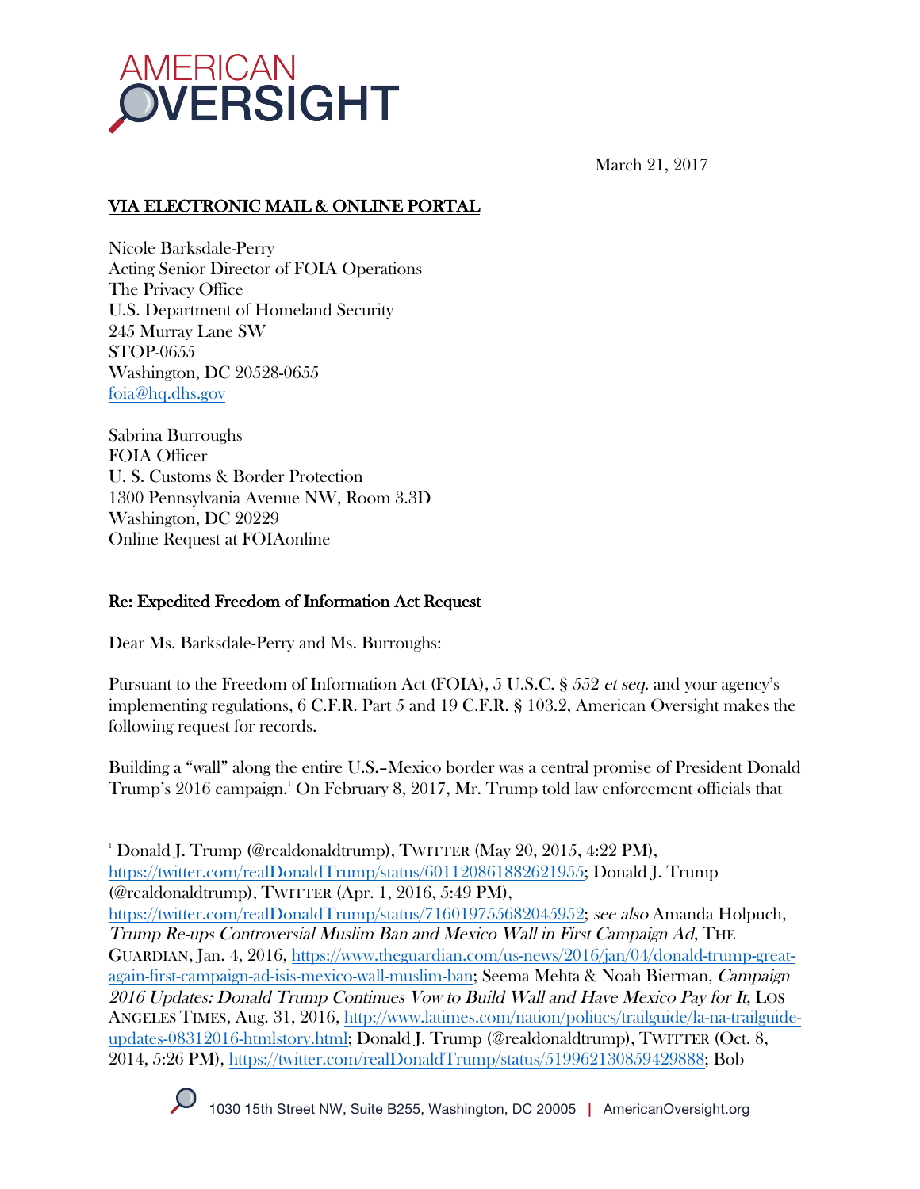# AMERICAN OVERSIGHT

March 21, 2017

**VIA ELECTRONIC MAIL & ONLINE PORTAL**

Nicole Barksdale-Perry
Acting Senior Director of FOIA Operations
The Privacy Office
U.S. Department of Homeland Security
245 Murray Lane SW
STOP-0655
Washington, DC 20528-0655
foia@hq.dhs.gov

Sabrina Burroughs
FOIA Officer
U. S. Customs & Border Protection
1300 Pennsylvania Avenue NW, Room 3.3D
Washington, DC 20229
Online Request at FOIAonline

**Re: Expedited Freedom of Information Act Request**

Dear Ms. Barksdale-Perry and Ms. Burroughs:

Pursuant to the Freedom of Information Act (FOIA), 5 U.S.C. § 552 *et seq.* and your agency's implementing regulations, 6 C.F.R. Part 5 and 19 C.F.R. § 103.2, American Oversight makes the following request for records.

Building a "wall" along the entire U.S.–Mexico border was a central promise of President Donald Trump's 2016 campaign.[1] On February 8, 2017, Mr. Trump told law enforcement officials that

---

[1] Donald J. Trump (@realdonaldtrump), TWITTER (May 20, 2015, 4:22 PM), https://twitter.com/realDonaldTrump/status/601120861882621955; Donald J. Trump (@realdonaldtrump), TWITTER (Apr. 1, 2016, 5:49 PM), https://twitter.com/realDonaldTrump/status/716019755682045952; *see also* Amanda Holpuch, *Trump Re-ups Controversial Muslim Ban and Mexico Wall in First Campaign Ad*, THE GUARDIAN, Jan. 4, 2016, https://www.theguardian.com/us-news/2016/jan/04/donald-trump-great-again-first-campaign-ad-isis-mexico-wall-muslim-ban; Seema Mehta & Noah Bierman, *Campaign 2016 Updates: Donald Trump Continues Vow to Build Wall and Have Mexico Pay for It*, LOS ANGELES TIMES, Aug. 31, 2016, http://www.latimes.com/nation/politics/trailguide/la-na-trailguide-updates-08312016-htmlstory.html; Donald J. Trump (@realdonaldtrump), TWITTER (Oct. 8, 2014, 5:26 PM), https://twitter.com/realDonaldTrump/status/519962130859429888; Bob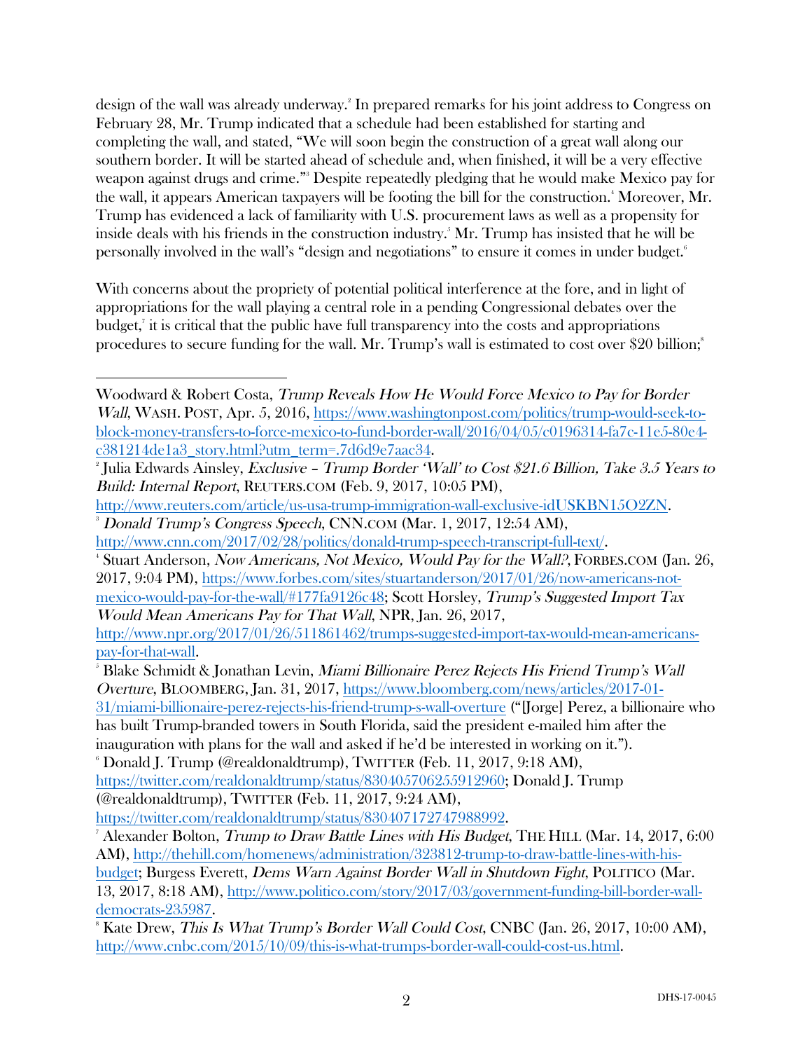design of the wall was already underway.[2] In prepared remarks for his joint address to Congress on February 28, Mr. Trump indicated that a schedule had been established for starting and completing the wall, and stated, "We will soon begin the construction of a great wall along our southern border. It will be started ahead of schedule and, when finished, it will be a very effective weapon against drugs and crime."[3] Despite repeatedly pledging that he would make Mexico pay for the wall, it appears American taxpayers will be footing the bill for the construction.[4] Moreover, Mr. Trump has evidenced a lack of familiarity with U.S. procurement laws as well as a propensity for inside deals with his friends in the construction industry.[5] Mr. Trump has insisted that he will be personally involved in the wall's "design and negotiations" to ensure it comes in under budget.[6]

With concerns about the propriety of potential political interference at the fore, and in light of appropriations for the wall playing a central role in a pending Congressional debates over the budget,[7] it is critical that the public have full transparency into the costs and appropriations procedures to secure funding for the wall. Mr. Trump's wall is estimated to cost over $20 billion;[8]

---

Woodward & Robert Costa, *Trump Reveals How He Would Force Mexico to Pay for Border Wall*, WASH. POST, Apr. 5, 2016, https://www.washingtonpost.com/politics/trump-would-seek-to-block-money-transfers-to-force-mexico-to-fund-border-wall/2016/04/05/c0196314-fa7c-11e5-80e4-c381214de1a3_story.html?utm_term=.7d6d9e7aac34.

[2] Julia Edwards Ainsley, *Exclusive – Trump Border 'Wall' to Cost $21.6 Billion, Take 3.5 Years to Build: Internal Report*, REUTERS.COM (Feb. 9, 2017, 10:05 PM), http://www.reuters.com/article/us-usa-trump-immigration-wall-exclusive-idUSKBN15O2ZN.

[3] *Donald Trump's Congress Speech*, CNN.COM (Mar. 1, 2017, 12:54 AM), http://www.cnn.com/2017/02/28/politics/donald-trump-speech-transcript-full-text/.

[4] Stuart Anderson, *Now Americans, Not Mexico, Would Pay for the Wall?*, FORBES.COM (Jan. 26, 2017, 9:04 PM), https://www.forbes.com/sites/stuartanderson/2017/01/26/now-americans-not-mexico-would-pay-for-the-wall/#177fa9126c48; Scott Horsley, *Trump's Suggested Import Tax Would Mean Americans Pay for That Wall*, NPR, Jan. 26, 2017, http://www.npr.org/2017/01/26/511861462/trumps-suggested-import-tax-would-mean-americans-pay-for-that-wall.

[5] Blake Schmidt & Jonathan Levin, *Miami Billionaire Perez Rejects His Friend Trump's Wall Overture*, BLOOMBERG, Jan. 31, 2017, https://www.bloomberg.com/news/articles/2017-01-31/miami-billionaire-perez-rejects-his-friend-trump-s-wall-overture ("[Jorge] Perez, a billionaire who has built Trump-branded towers in South Florida, said the president e-mailed him after the inauguration with plans for the wall and asked if he'd be interested in working on it.").

[6] Donald J. Trump (@realdonaldtrump), TWITTER (Feb. 11, 2017, 9:18 AM), https://twitter.com/realdonaldtrump/status/830405706255912960; Donald J. Trump (@realdonaldtrump), TWITTER (Feb. 11, 2017, 9:24 AM), https://twitter.com/realdonaldtrump/status/830407172747988992.

[7] Alexander Bolton, *Trump to Draw Battle Lines with His Budget*, THE HILL (Mar. 14, 2017, 6:00 AM), http://thehill.com/homenews/administration/323812-trump-to-draw-battle-lines-with-his-budget; Burgess Everett, *Dems Warn Against Border Wall in Shutdown Fight*, POLITICO (Mar. 13, 2017, 8:18 AM), http://www.politico.com/story/2017/03/government-funding-bill-border-wall-democrats-235987.

[8] Kate Drew, *This Is What Trump's Border Wall Could Cost*, CNBC (Jan. 26, 2017, 10:00 AM), http://www.cnbc.com/2015/10/09/this-is-what-trumps-border-wall-could-cost-us.html.

DHS-17-0045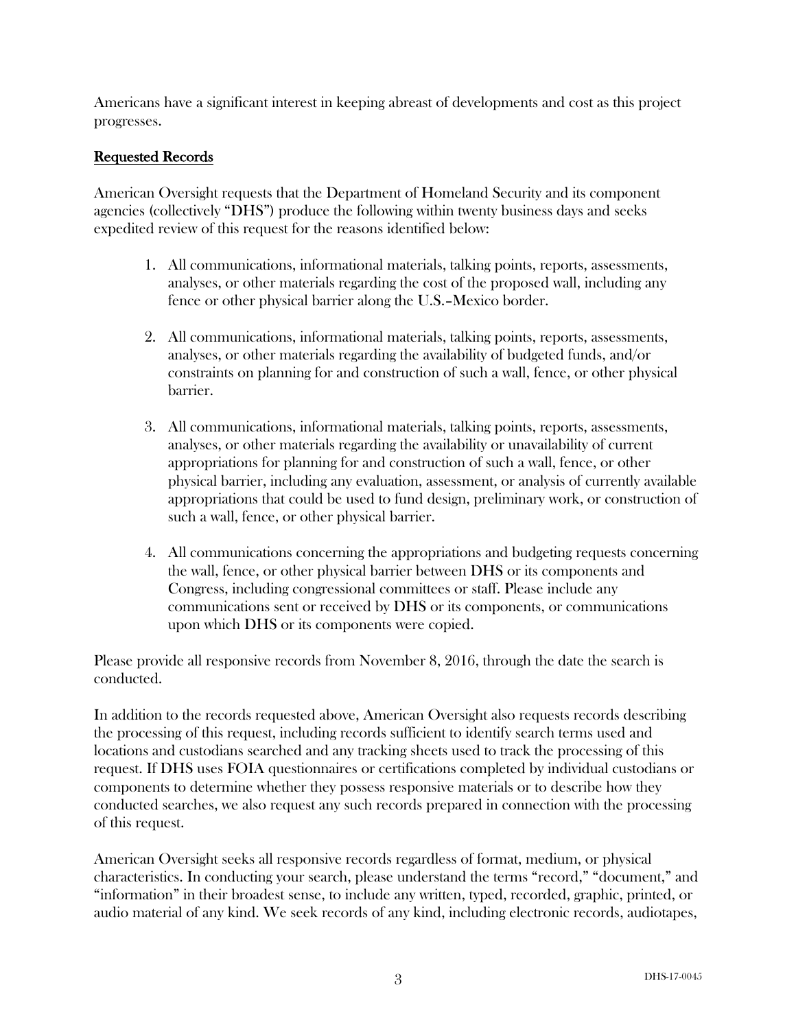Americans have a significant interest in keeping abreast of developments and cost as this project progresses.

## Requested Records

American Oversight requests that the Department of Homeland Security and its component agencies (collectively "DHS") produce the following within twenty business days and seeks expedited review of this request for the reasons identified below:

1. All communications, informational materials, talking points, reports, assessments, analyses, or other materials regarding the cost of the proposed wall, including any fence or other physical barrier along the U.S.–Mexico border.

2. All communications, informational materials, talking points, reports, assessments, analyses, or other materials regarding the availability of budgeted funds, and/or constraints on planning for and construction of such a wall, fence, or other physical barrier.

3. All communications, informational materials, talking points, reports, assessments, analyses, or other materials regarding the availability or unavailability of current appropriations for planning for and construction of such a wall, fence, or other physical barrier, including any evaluation, assessment, or analysis of currently available appropriations that could be used to fund design, preliminary work, or construction of such a wall, fence, or other physical barrier.

4. All communications concerning the appropriations and budgeting requests concerning the wall, fence, or other physical barrier between DHS or its components and Congress, including congressional committees or staff. Please include any communications sent or received by DHS or its components, or communications upon which DHS or its components were copied.

Please provide all responsive records from November 8, 2016, through the date the search is conducted.

In addition to the records requested above, American Oversight also requests records describing the processing of this request, including records sufficient to identify search terms used and locations and custodians searched and any tracking sheets used to track the processing of this request. If DHS uses FOIA questionnaires or certifications completed by individual custodians or components to determine whether they possess responsive materials or to describe how they conducted searches, we also request any such records prepared in connection with the processing of this request.

American Oversight seeks all responsive records regardless of format, medium, or physical characteristics. In conducting your search, please understand the terms "record," "document," and "information" in their broadest sense, to include any written, typed, recorded, graphic, printed, or audio material of any kind. We seek records of any kind, including electronic records, audiotapes,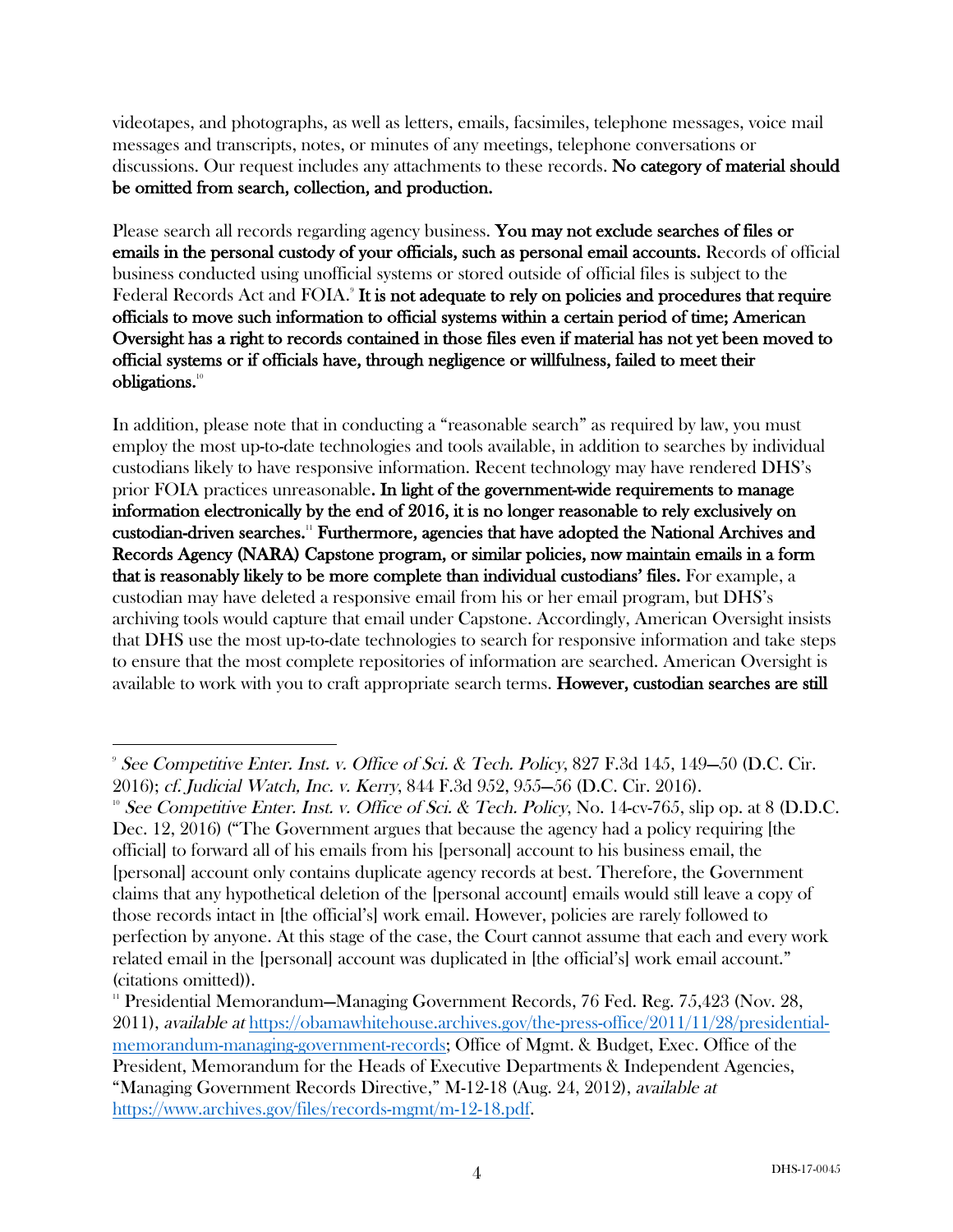videotapes, and photographs, as well as letters, emails, facsimiles, telephone messages, voice mail messages and transcripts, notes, or minutes of any meetings, telephone conversations or discussions. Our request includes any attachments to these records. **No category of material should be omitted from search, collection, and production.**

Please search all records regarding agency business. **You may not exclude searches of files or emails in the personal custody of your officials, such as personal email accounts.** Records of official business conducted using unofficial systems or stored outside of official files is subject to the Federal Records Act and FOIA.[9] **It is not adequate to rely on policies and procedures that require officials to move such information to official systems within a certain period of time; American Oversight has a right to records contained in those files even if material has not yet been moved to official systems or if officials have, through negligence or willfulness, failed to meet their obligations.**[10]

In addition, please note that in conducting a "reasonable search" as required by law, you must employ the most up-to-date technologies and tools available, in addition to searches by individual custodians likely to have responsive information. Recent technology may have rendered DHS's prior FOIA practices unreasonable. **In light of the government-wide requirements to manage information electronically by the end of 2016, it is no longer reasonable to rely exclusively on custodian-driven searches.**[11] **Furthermore, agencies that have adopted the National Archives and Records Agency (NARA) Capstone program, or similar policies, now maintain emails in a form that is reasonably likely to be more complete than individual custodians' files.** For example, a custodian may have deleted a responsive email from his or her email program, but DHS's archiving tools would capture that email under Capstone. Accordingly, American Oversight insists that DHS use the most up-to-date technologies to search for responsive information and take steps to ensure that the most complete repositories of information are searched. American Oversight is available to work with you to craft appropriate search terms. **However, custodian searches are still**

---

[9] *See Competitive Enter. Inst. v. Office of Sci. & Tech. Policy*, 827 F.3d 145, 149—50 (D.C. Cir. 2016); *cf. Judicial Watch, Inc. v. Kerry*, 844 F.3d 952, 955—56 (D.C. Cir. 2016).

[10] *See Competitive Enter. Inst. v. Office of Sci. & Tech. Policy*, No. 14-cv-765, slip op. at 8 (D.D.C. Dec. 12, 2016) ("The Government argues that because the agency had a policy requiring [the official] to forward all of his emails from his [personal] account to his business email, the [personal] account only contains duplicate agency records at best. Therefore, the Government claims that any hypothetical deletion of the [personal account] emails would still leave a copy of those records intact in [the official's] work email. However, policies are rarely followed to perfection by anyone. At this stage of the case, the Court cannot assume that each and every work related email in the [personal] account was duplicated in [the official's] work email account." (citations omitted)).

[11] Presidential Memorandum—Managing Government Records, 76 Fed. Reg. 75,423 (Nov. 28, 2011), *available at* https://obamawhitehouse.archives.gov/the-press-office/2011/11/28/presidential-memorandum-managing-government-records; Office of Mgmt. & Budget, Exec. Office of the President, Memorandum for the Heads of Executive Departments & Independent Agencies, "Managing Government Records Directive," M-12-18 (Aug. 24, 2012), *available at* https://www.archives.gov/files/records-mgmt/m-12-18.pdf.

DHS-17-0045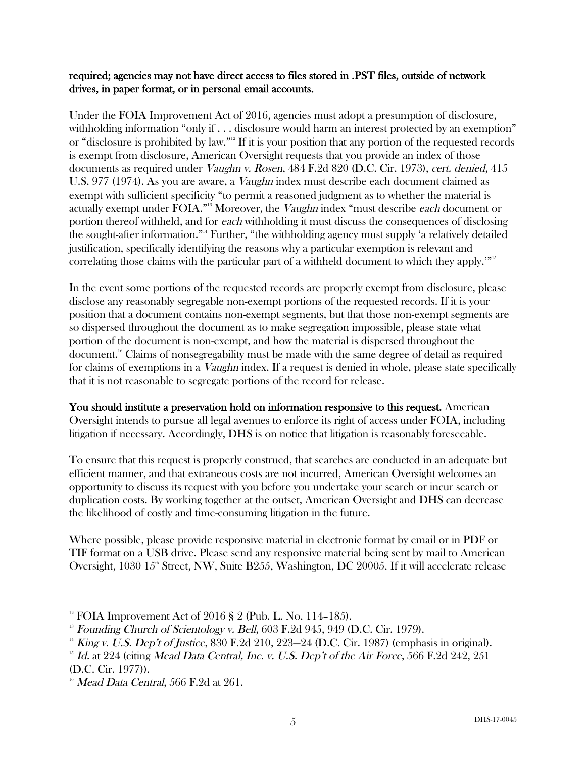**required; agencies may not have direct access to files stored in .PST files, outside of network drives, in paper format, or in personal email accounts.**

Under the FOIA Improvement Act of 2016, agencies must adopt a presumption of disclosure, withholding information "only if . . . disclosure would harm an interest protected by an exemption" or "disclosure is prohibited by law."[12] If it is your position that any portion of the requested records is exempt from disclosure, American Oversight requests that you provide an index of those documents as required under *Vaughn v. Rosen*, 484 F.2d 820 (D.C. Cir. 1973), *cert. denied*, 415 U.S. 977 (1974). As you are aware, a *Vaughn* index must describe each document claimed as exempt with sufficient specificity "to permit a reasoned judgment as to whether the material is actually exempt under FOIA."[13] Moreover, the *Vaughn* index "must describe *each* document or portion thereof withheld, and for *each* withholding it must discuss the consequences of disclosing the sought-after information."[14] Further, "the withholding agency must supply 'a relatively detailed justification, specifically identifying the reasons why a particular exemption is relevant and correlating those claims with the particular part of a withheld document to which they apply.'"[15]

In the event some portions of the requested records are properly exempt from disclosure, please disclose any reasonably segregable non-exempt portions of the requested records. If it is your position that a document contains non-exempt segments, but that those non-exempt segments are so dispersed throughout the document as to make segregation impossible, please state what portion of the document is non-exempt, and how the material is dispersed throughout the document.[16] Claims of nonsegregability must be made with the same degree of detail as required for claims of exemptions in a *Vaughn* index. If a request is denied in whole, please state specifically that it is not reasonable to segregate portions of the record for release.

**You should institute a preservation hold on information responsive to this request.** American Oversight intends to pursue all legal avenues to enforce its right of access under FOIA, including litigation if necessary. Accordingly, DHS is on notice that litigation is reasonably foreseeable.

To ensure that this request is properly construed, that searches are conducted in an adequate but efficient manner, and that extraneous costs are not incurred, American Oversight welcomes an opportunity to discuss its request with you before you undertake your search or incur search or duplication costs. By working together at the outset, American Oversight and DHS can decrease the likelihood of costly and time-consuming litigation in the future.

Where possible, please provide responsive material in electronic format by email or in PDF or TIF format on a USB drive. Please send any responsive material being sent by mail to American Oversight, 1030 15th Street, NW, Suite B255, Washington, DC 20005. If it will accelerate release

---

[12] FOIA Improvement Act of 2016 § 2 (Pub. L. No. 114–185).

[13] *Founding Church of Scientology v. Bell*, 603 F.2d 945, 949 (D.C. Cir. 1979).

[14] *King v. U.S. Dep't of Justice*, 830 F.2d 210, 223–24 (D.C. Cir. 1987) (emphasis in original).

[15] *Id.* at 224 (citing *Mead Data Central, Inc. v. U.S. Dep't of the Air Force*, 566 F.2d 242, 251 (D.C. Cir. 1977)).

[16] *Mead Data Central*, 566 F.2d at 261.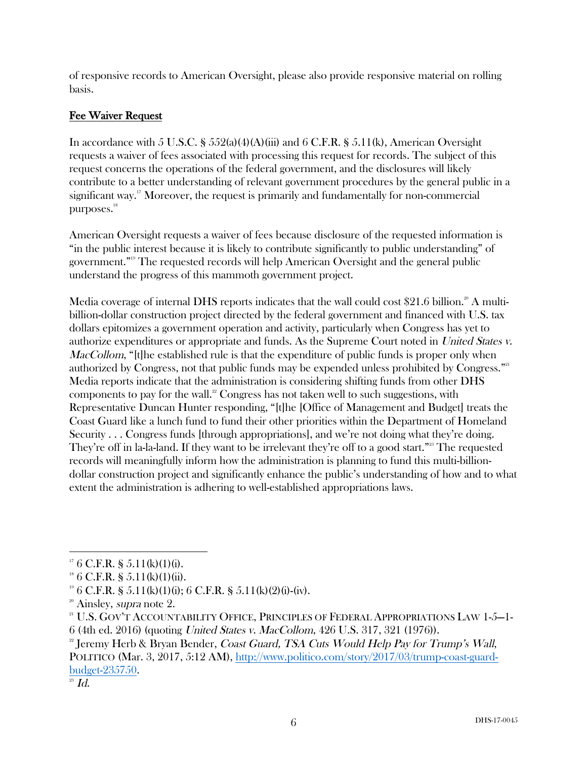of responsive records to American Oversight, please also provide responsive material on rolling basis.

## Fee Waiver Request

In accordance with 5 U.S.C. § 552(a)(4)(A)(iii) and 6 C.F.R. § 5.11(k), American Oversight requests a waiver of fees associated with processing this request for records. The subject of this request concerns the operations of the federal government, and the disclosures will likely contribute to a better understanding of relevant government procedures by the general public in a significant way.[17] Moreover, the request is primarily and fundamentally for non-commercial purposes.[18]

American Oversight requests a waiver of fees because disclosure of the requested information is "in the public interest because it is likely to contribute significantly to public understanding" of government."[19] The requested records will help American Oversight and the general public understand the progress of this mammoth government project.

Media coverage of internal DHS reports indicates that the wall could cost $21.6 billion.[20] A multi-billion-dollar construction project directed by the federal government and financed with U.S. tax dollars epitomizes a government operation and activity, particularly when Congress has yet to authorize expenditures or appropriate and funds. As the Supreme Court noted in *United States v. MacCollom*, "[t]he established rule is that the expenditure of public funds is proper only when authorized by Congress, not that public funds may be expended unless prohibited by Congress."[21] Media reports indicate that the administration is considering shifting funds from other DHS components to pay for the wall.[22] Congress has not taken well to such suggestions, with Representative Duncan Hunter responding, "[t]he [Office of Management and Budget] treats the Coast Guard like a lunch fund to fund their other priorities within the Department of Homeland Security . . . Congress funds [through appropriations], and we're not doing what they're doing. They're off in la-la-land. If they want to be irrelevant they're off to a good start."[23] The requested records will meaningfully inform how the administration is planning to fund this multi-billion-dollar construction project and significantly enhance the public's understanding of how and to what extent the administration is adhering to well-established appropriations laws.

---

[17] 6 C.F.R. § 5.11(k)(1)(i).

[18] 6 C.F.R. § 5.11(k)(1)(ii).

[19] 6 C.F.R. § 5.11(k)(1)(i); 6 C.F.R. § 5.11(k)(2)(i)-(iv).

[20] Ainsley, *supra* note 2.

[21] U.S. GOV'T ACCOUNTABILITY OFFICE, PRINCIPLES OF FEDERAL APPROPRIATIONS LAW 1-5—1-6 (4th ed. 2016) (quoting *United States v. MacCollom*, 426 U.S. 317, 321 (1976)).

[22] Jeremy Herb & Bryan Bender, *Coast Guard, TSA Cuts Would Help Pay for Trump's Wall*, POLITICO (Mar. 3, 2017, 5:12 AM), http://www.politico.com/story/2017/03/trump-coast-guard-budget-235750.

[23] *Id.*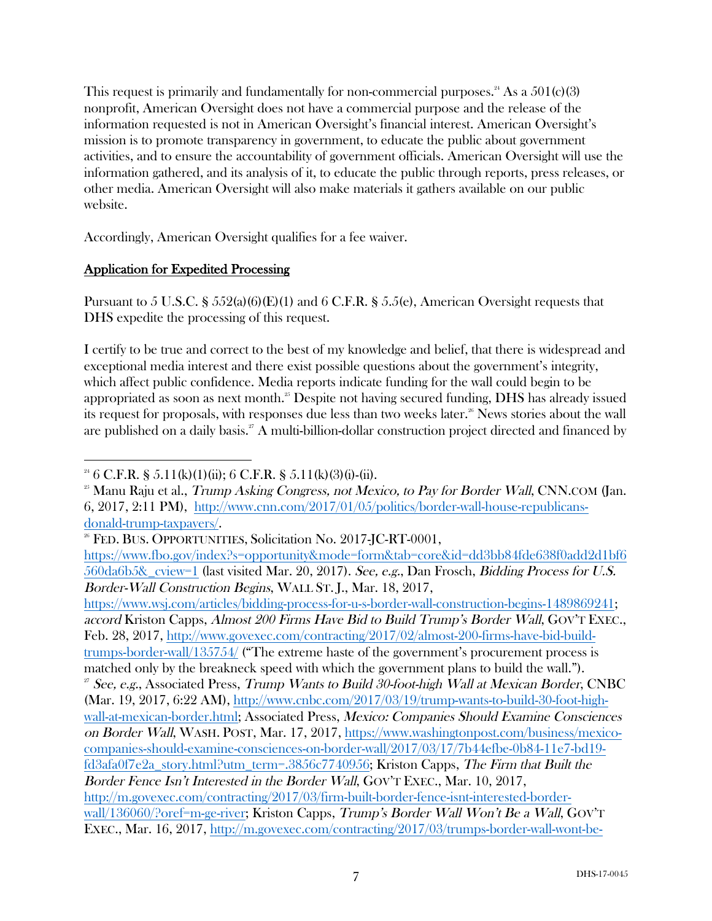This request is primarily and fundamentally for non-commercial purposes.[24] As a 501(c)(3) nonprofit, American Oversight does not have a commercial purpose and the release of the information requested is not in American Oversight's financial interest. American Oversight's mission is to promote transparency in government, to educate the public about government activities, and to ensure the accountability of government officials. American Oversight will use the information gathered, and its analysis of it, to educate the public through reports, press releases, or other media. American Oversight will also make materials it gathers available on our public website.

Accordingly, American Oversight qualifies for a fee waiver.

## Application for Expedited Processing

Pursuant to 5 U.S.C. § 552(a)(6)(E)(1) and 6 C.F.R. § 5.5(e), American Oversight requests that DHS expedite the processing of this request.

I certify to be true and correct to the best of my knowledge and belief, that there is widespread and exceptional media interest and there exist possible questions about the government's integrity, which affect public confidence. Media reports indicate funding for the wall could begin to be appropriated as soon as next month.[25] Despite not having secured funding, DHS has already issued its request for proposals, with responses due less than two weeks later.[26] News stories about the wall are published on a daily basis.[27] A multi-billion-dollar construction project directed and financed by

---

[24] 6 C.F.R. § 5.11(k)(1)(ii); 6 C.F.R. § 5.11(k)(3)(i)-(ii).

[25] Manu Raju et al., *Trump Asking Congress, not Mexico, to Pay for Border Wall*, CNN.COM (Jan. 6, 2017, 2:11 PM), http://www.cnn.com/2017/01/05/politics/border-wall-house-republicans-donald-trump-taxpayers/.

[26] FED. BUS. OPPORTUNITIES, Solicitation No. 2017-JC-RT-0001, https://www.fbo.gov/index?s=opportunity&mode=form&tab=core&id=dd3bb84fde638f0add2d1bf6560da6b5&_cview=1 (last visited Mar. 20, 2017). *See, e.g.*, Dan Frosch, *Bidding Process for U.S. Border-Wall Construction Begins*, WALL ST. J., Mar. 18, 2017, https://www.wsj.com/articles/bidding-process-for-u-s-border-wall-construction-begins-1489869241; *accord* Kriston Capps, *Almost 200 Firms Have Bid to Build Trump's Border Wall*, GOV'T EXEC., Feb. 28, 2017, http://www.govexec.com/contracting/2017/02/almost-200-firms-have-bid-build-trumps-border-wall/135754/ ("The extreme haste of the government's procurement process is matched only by the breakneck speed with which the government plans to build the wall.").

[27] *See, e.g.*, Associated Press, *Trump Wants to Build 30-foot-high Wall at Mexican Border*, CNBC (Mar. 19, 2017, 6:22 AM), http://www.cnbc.com/2017/03/19/trump-wants-to-build-30-foot-high-wall-at-mexican-border.html; Associated Press, *Mexico: Companies Should Examine Consciences on Border Wall*, WASH. POST, Mar. 17, 2017, https://www.washingtonpost.com/business/mexico-companies-should-examine-consciences-on-border-wall/2017/03/17/7b44efbe-0b84-11e7-bd19-fd3afa0f7e2a_story.html?utm_term=.3856c7740956; Kriston Capps, *The Firm that Built the Border Fence Isn't Interested in the Border Wall*, GOV'T EXEC., Mar. 10, 2017, http://m.govexec.com/contracting/2017/03/firm-built-border-fence-isnt-interested-border-wall/136060/?oref=m-ge-river; Kriston Capps, *Trump's Border Wall Won't Be a Wall*, GOV'T EXEC., Mar. 16, 2017, http://m.govexec.com/contracting/2017/03/trumps-border-wall-wont-be-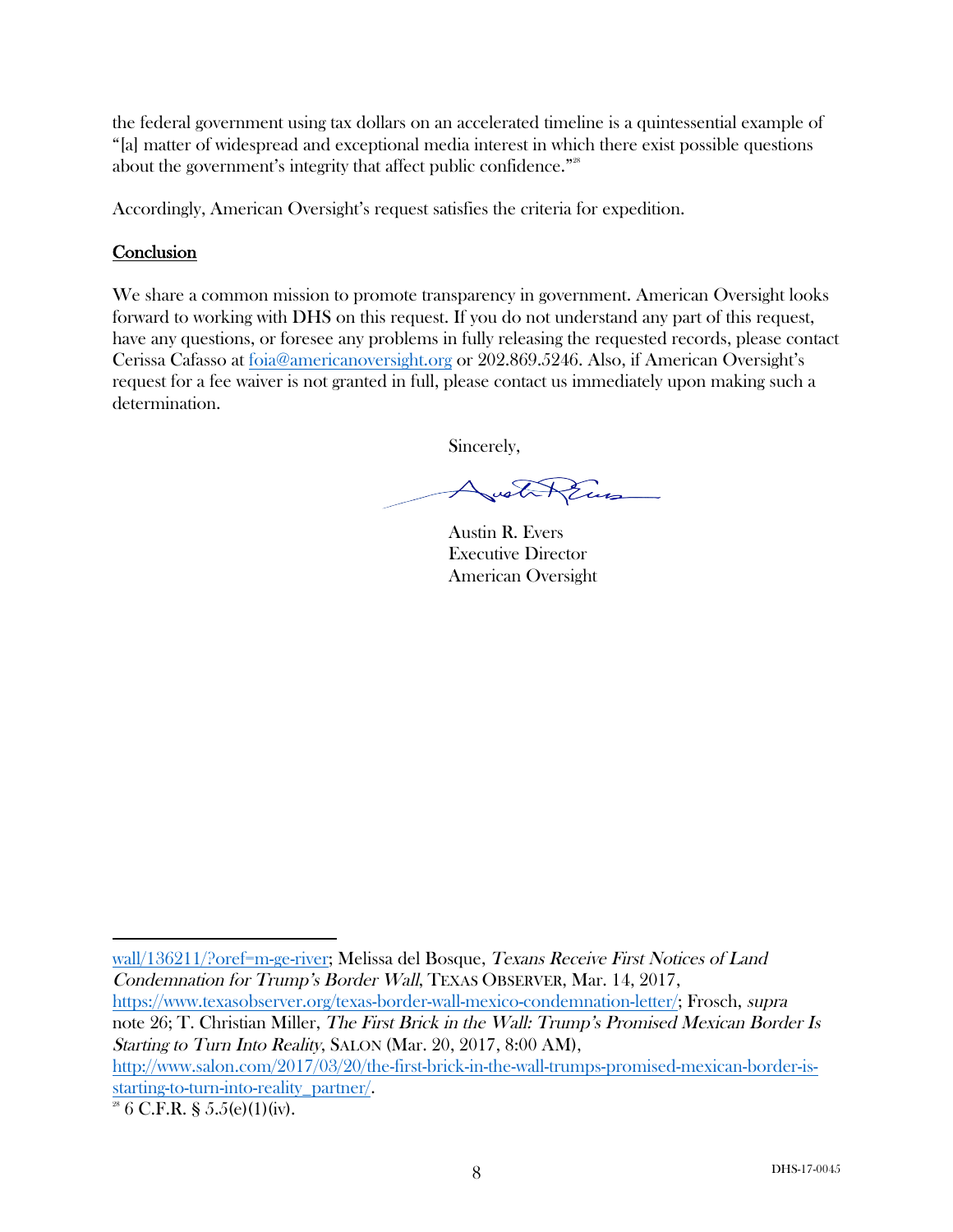the federal government using tax dollars on an accelerated timeline is a quintessential example of "[a] matter of widespread and exceptional media interest in which there exist possible questions about the government's integrity that affect public confidence."[28]

Accordingly, American Oversight's request satisfies the criteria for expedition.

## Conclusion

We share a common mission to promote transparency in government. American Oversight looks forward to working with DHS on this request. If you do not understand any part of this request, have any questions, or foresee any problems in fully releasing the requested records, please contact Cerissa Cafasso at foia@americanoversight.org or 202.869.5246. Also, if American Oversight's request for a fee waiver is not granted in full, please contact us immediately upon making such a determination.

Sincerely,

Austin R. Evers
Executive Director
American Oversight

---

wall/136211/?oref=m-ge-river; Melissa del Bosque, *Texans Receive First Notices of Land Condemnation for Trump's Border Wall*, TEXAS OBSERVER, Mar. 14, 2017, https://www.texasobserver.org/texas-border-wall-mexico-condemnation-letter/; Frosch, *supra* note 26; T. Christian Miller, *The First Brick in the Wall: Trump's Promised Mexican Border Is Starting to Turn Into Reality*, SALON (Mar. 20, 2017, 8:00 AM), http://www.salon.com/2017/03/20/the-first-brick-in-the-wall-trumps-promised-mexican-border-is-starting-to-turn-into-reality_partner/.

[28] 6 C.F.R. § 5.5(e)(1)(iv).

DHS-17-0045